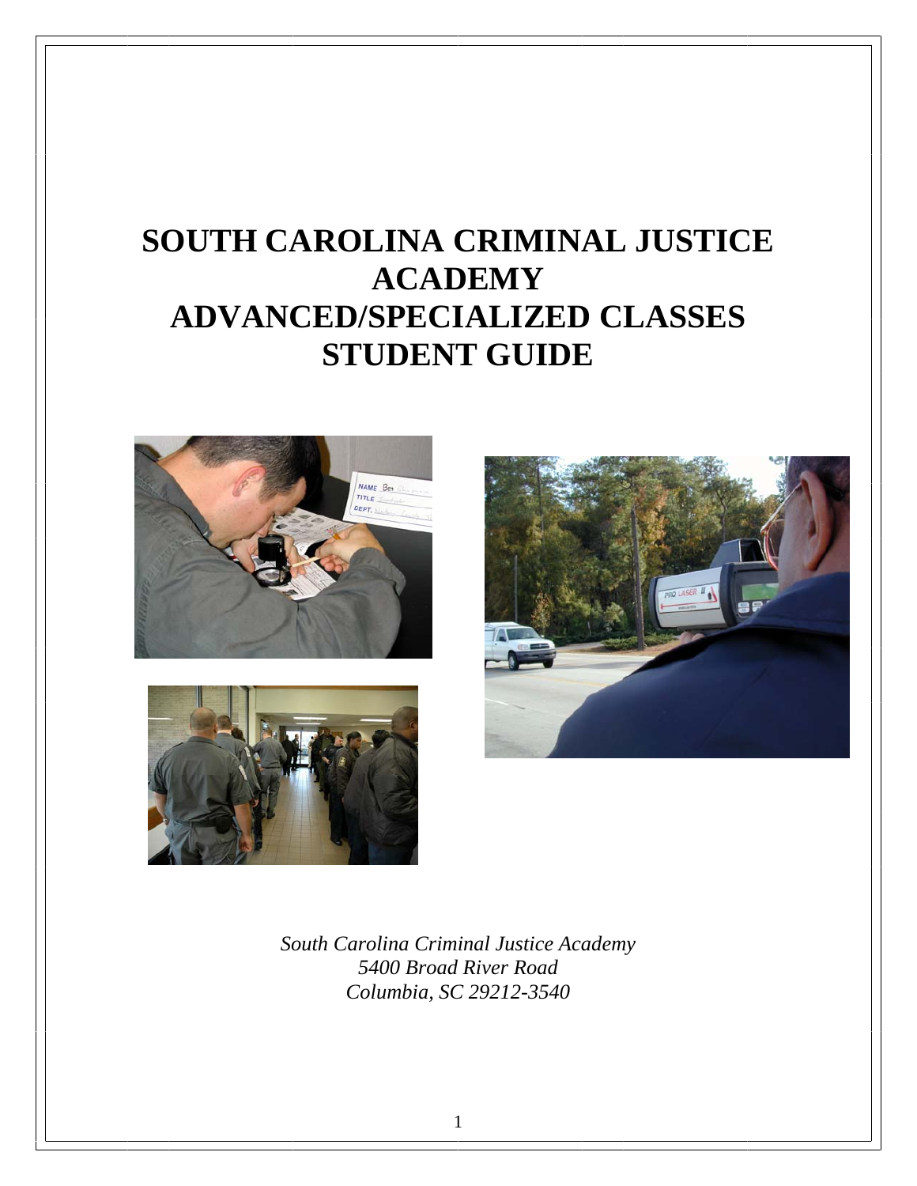# SOUTH CAROLINA CRIMINAL JUSTICE ACADEMY
# ADVANCED/SPECIALIZED CLASSES
# STUDENT GUIDE

*South Carolina Criminal Justice Academy*
*5400 Broad River Road*
*Columbia, SC 29212-3540*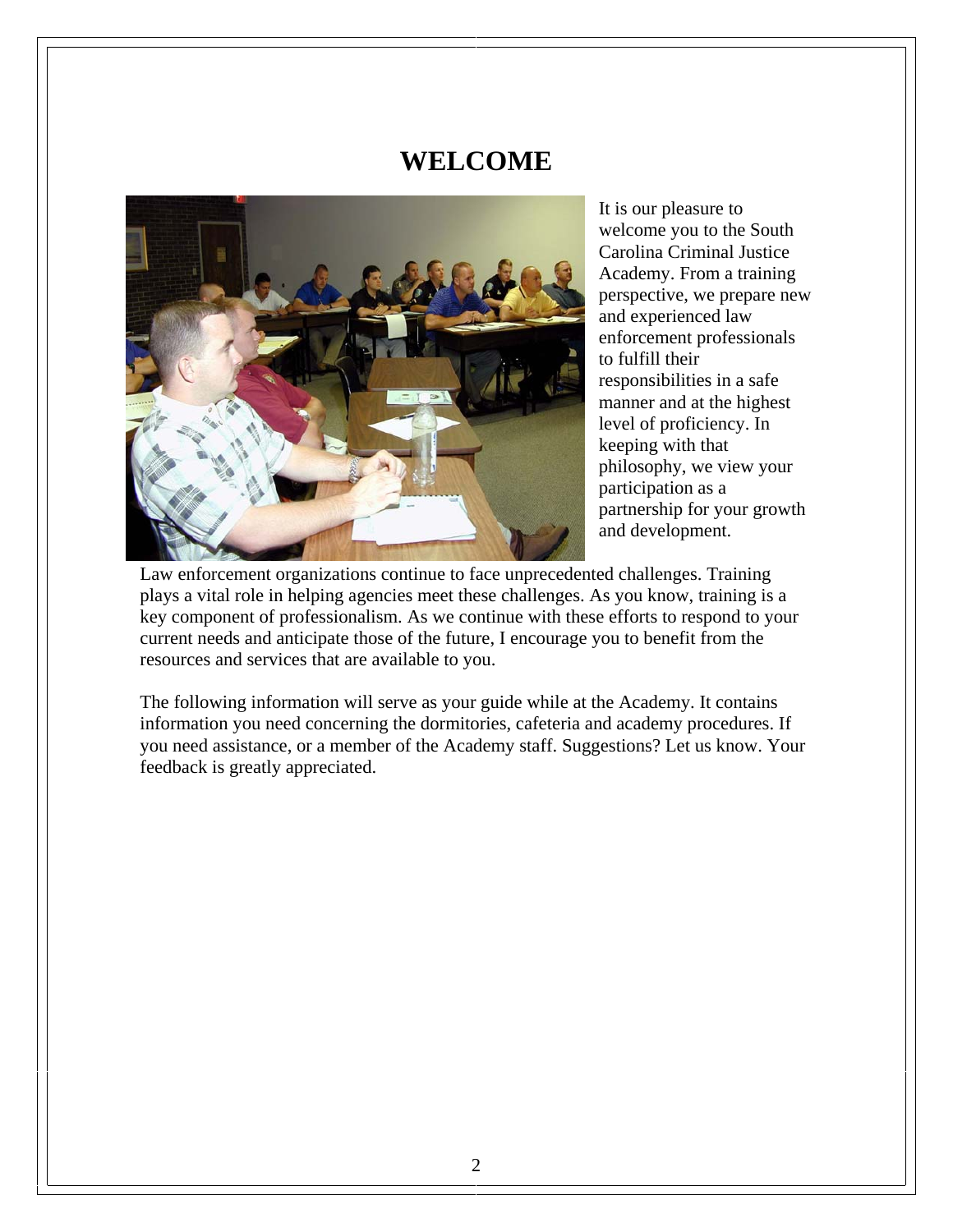# WELCOME

It is our pleasure to welcome you to the South Carolina Criminal Justice Academy. From a training perspective, we prepare new and experienced law enforcement professionals to fulfill their responsibilities in a safe manner and at the highest level of proficiency. In keeping with that philosophy, we view your participation as a partnership for your growth and development.

Law enforcement organizations continue to face unprecedented challenges. Training plays a vital role in helping agencies meet these challenges. As you know, training is a key component of professionalism. As we continue with these efforts to respond to your current needs and anticipate those of the future, I encourage you to benefit from the resources and services that are available to you.

The following information will serve as your guide while at the Academy. It contains information you need concerning the dormitories, cafeteria and academy procedures. If you need assistance, or a member of the Academy staff. Suggestions? Let us know. Your feedback is greatly appreciated.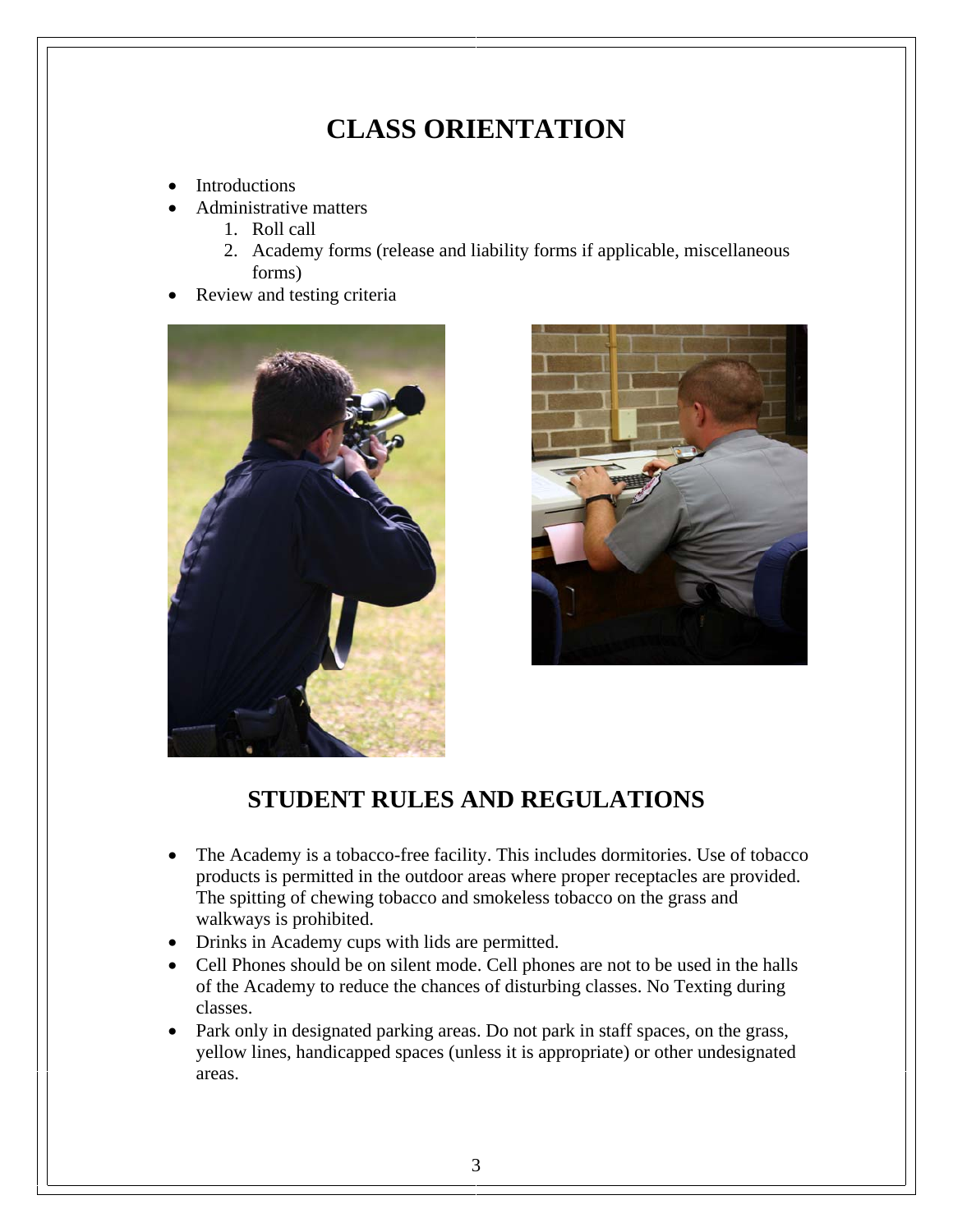# CLASS ORIENTATION

- Introductions
- Administrative matters
  1. Roll call
  2. Academy forms (release and liability forms if applicable, miscellaneous forms)
- Review and testing criteria

# STUDENT RULES AND REGULATIONS

- The Academy is a tobacco-free facility. This includes dormitories. Use of tobacco products is permitted in the outdoor areas where proper receptacles are provided. The spitting of chewing tobacco and smokeless tobacco on the grass and walkways is prohibited.
- Drinks in Academy cups with lids are permitted.
- Cell Phones should be on silent mode. Cell phones are not to be used in the halls of the Academy to reduce the chances of disturbing classes. No Texting during classes.
- Park only in designated parking areas. Do not park in staff spaces, on the grass, yellow lines, handicapped spaces (unless it is appropriate) or other undesignated areas.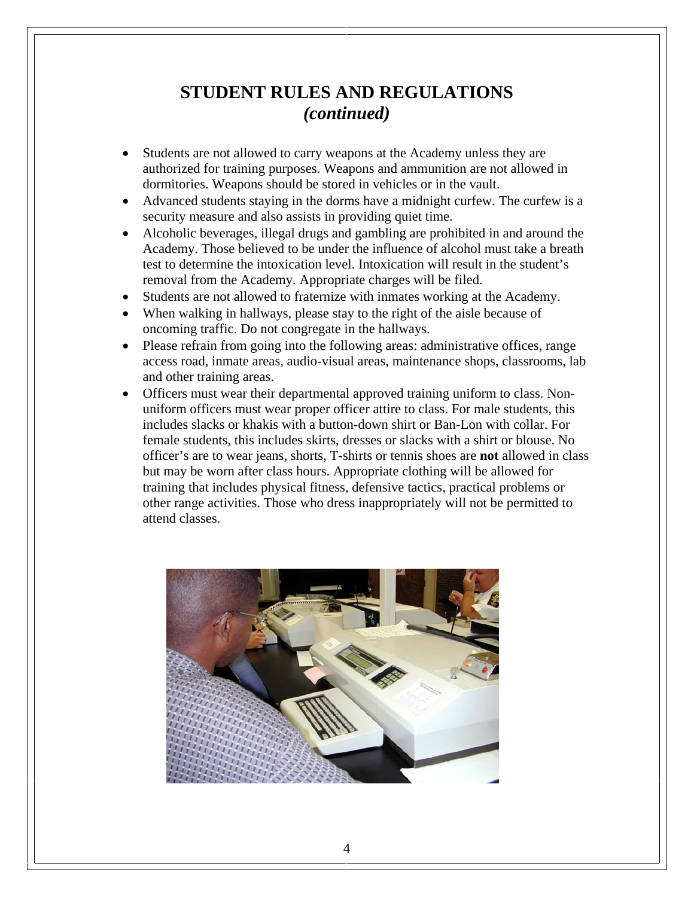# STUDENT RULES AND REGULATIONS
## *(continued)*

- Students are not allowed to carry weapons at the Academy unless they are authorized for training purposes. Weapons and ammunition are not allowed in dormitories. Weapons should be stored in vehicles or in the vault.
- Advanced students staying in the dorms have a midnight curfew. The curfew is a security measure and also assists in providing quiet time.
- Alcoholic beverages, illegal drugs and gambling are prohibited in and around the Academy. Those believed to be under the influence of alcohol must take a breath test to determine the intoxication level. Intoxication will result in the student's removal from the Academy. Appropriate charges will be filed.
- Students are not allowed to fraternize with inmates working at the Academy.
- When walking in hallways, please stay to the right of the aisle because of oncoming traffic. Do not congregate in the hallways.
- Please refrain from going into the following areas: administrative offices, range access road, inmate areas, audio-visual areas, maintenance shops, classrooms, lab and other training areas.
- Officers must wear their departmental approved training uniform to class. Non-uniform officers must wear proper officer attire to class. For male students, this includes slacks or khakis with a button-down shirt or Ban-Lon with collar. For female students, this includes skirts, dresses or slacks with a shirt or blouse. No officer's are to wear jeans, shorts, T-shirts or tennis shoes are **not** allowed in class but may be worn after class hours. Appropriate clothing will be allowed for training that includes physical fitness, defensive tactics, practical problems or other range activities. Those who dress inappropriately will not be permitted to attend classes.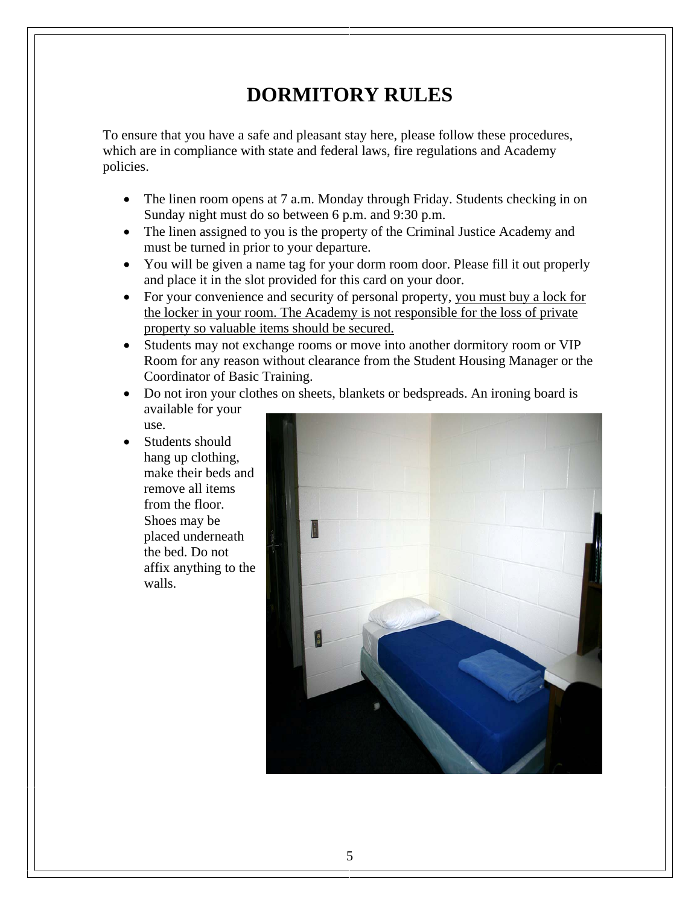# DORMITORY RULES

To ensure that you have a safe and pleasant stay here, please follow these procedures, which are in compliance with state and federal laws, fire regulations and Academy policies.

- The linen room opens at 7 a.m. Monday through Friday. Students checking in on Sunday night must do so between 6 p.m. and 9:30 p.m.
- The linen assigned to you is the property of the Criminal Justice Academy and must be turned in prior to your departure.
- You will be given a name tag for your dorm room door. Please fill it out properly and place it in the slot provided for this card on your door.
- For your convenience and security of personal property, <u>you must buy a lock for the locker in your room. The Academy is not responsible for the loss of private property so valuable items should be secured.</u>
- Students may not exchange rooms or move into another dormitory room or VIP Room for any reason without clearance from the Student Housing Manager or the Coordinator of Basic Training.
- Do not iron your clothes on sheets, blankets or bedspreads. An ironing board is available for your use.
- Students should hang up clothing, make their beds and remove all items from the floor. Shoes may be placed underneath the bed. Do not affix anything to the walls.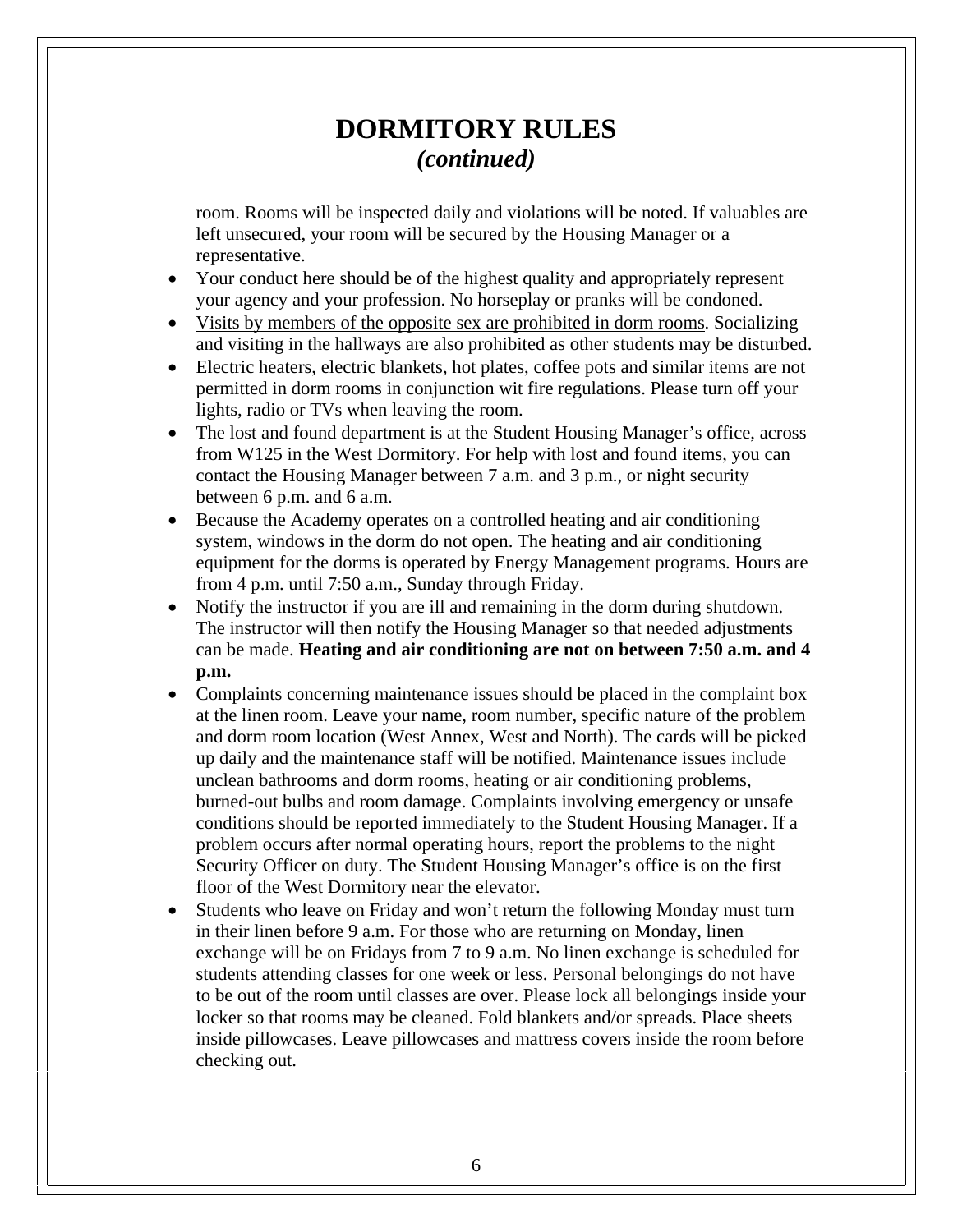# DORMITORY RULES
## *(continued)*

room. Rooms will be inspected daily and violations will be noted. If valuables are left unsecured, your room will be secured by the Housing Manager or a representative.

- Your conduct here should be of the highest quality and appropriately represent your agency and your profession. No horseplay or pranks will be condoned.
- <u>Visits by members of the opposite sex are prohibited in dorm rooms</u>. Socializing and visiting in the hallways are also prohibited as other students may be disturbed.
- Electric heaters, electric blankets, hot plates, coffee pots and similar items are not permitted in dorm rooms in conjunction wit fire regulations. Please turn off your lights, radio or TVs when leaving the room.
- The lost and found department is at the Student Housing Manager's office, across from W125 in the West Dormitory. For help with lost and found items, you can contact the Housing Manager between 7 a.m. and 3 p.m., or night security between 6 p.m. and 6 a.m.
- Because the Academy operates on a controlled heating and air conditioning system, windows in the dorm do not open. The heating and air conditioning equipment for the dorms is operated by Energy Management programs. Hours are from 4 p.m. until 7:50 a.m., Sunday through Friday.
- Notify the instructor if you are ill and remaining in the dorm during shutdown. The instructor will then notify the Housing Manager so that needed adjustments can be made. **Heating and air conditioning are not on between 7:50 a.m. and 4 p.m.**
- Complaints concerning maintenance issues should be placed in the complaint box at the linen room. Leave your name, room number, specific nature of the problem and dorm room location (West Annex, West and North). The cards will be picked up daily and the maintenance staff will be notified. Maintenance issues include unclean bathrooms and dorm rooms, heating or air conditioning problems, burned-out bulbs and room damage. Complaints involving emergency or unsafe conditions should be reported immediately to the Student Housing Manager. If a problem occurs after normal operating hours, report the problems to the night Security Officer on duty. The Student Housing Manager's office is on the first floor of the West Dormitory near the elevator.
- Students who leave on Friday and won't return the following Monday must turn in their linen before 9 a.m. For those who are returning on Monday, linen exchange will be on Fridays from 7 to 9 a.m. No linen exchange is scheduled for students attending classes for one week or less. Personal belongings do not have to be out of the room until classes are over. Please lock all belongings inside your locker so that rooms may be cleaned. Fold blankets and/or spreads. Place sheets inside pillowcases. Leave pillowcases and mattress covers inside the room before checking out.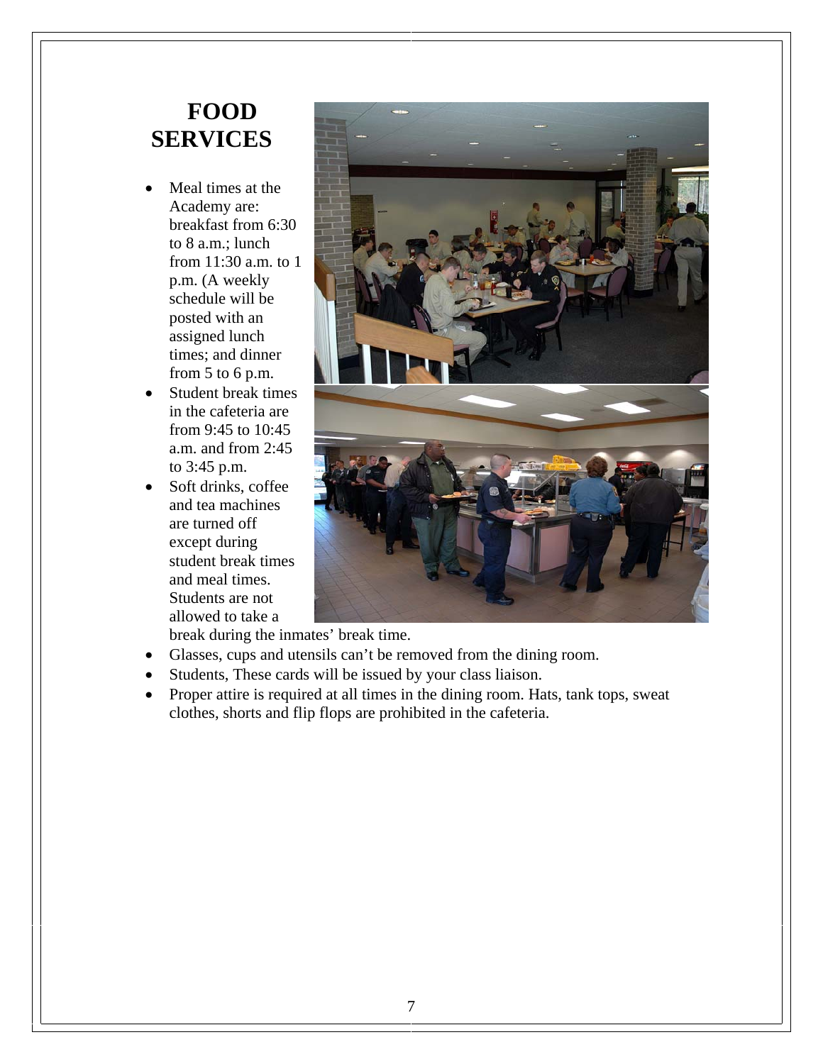# FOOD SERVICES

- Meal times at the Academy are: breakfast from 6:30 to 8 a.m.; lunch from 11:30 a.m. to 1 p.m. (A weekly schedule will be posted with an assigned lunch times; and dinner from 5 to 6 p.m.
- Student break times in the cafeteria are from 9:45 to 10:45 a.m. and from 2:45 to 3:45 p.m.
- Soft drinks, coffee and tea machines are turned off except during student break times and meal times. Students are not allowed to take a break during the inmates' break time.
- Glasses, cups and utensils can't be removed from the dining room.
- Students, These cards will be issued by your class liaison.
- Proper attire is required at all times in the dining room. Hats, tank tops, sweat clothes, shorts and flip flops are prohibited in the cafeteria.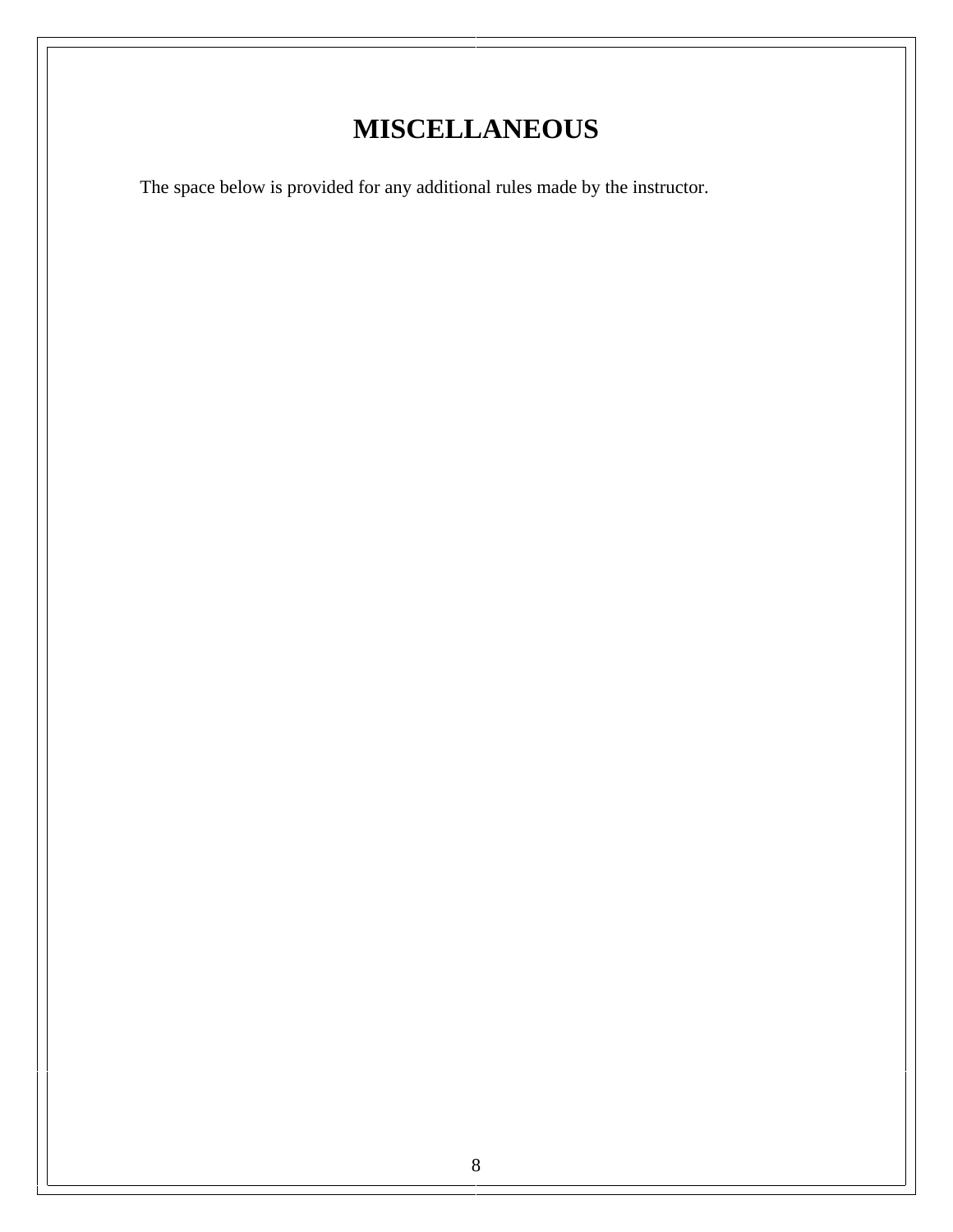# MISCELLANEOUS

The space below is provided for any additional rules made by the instructor.